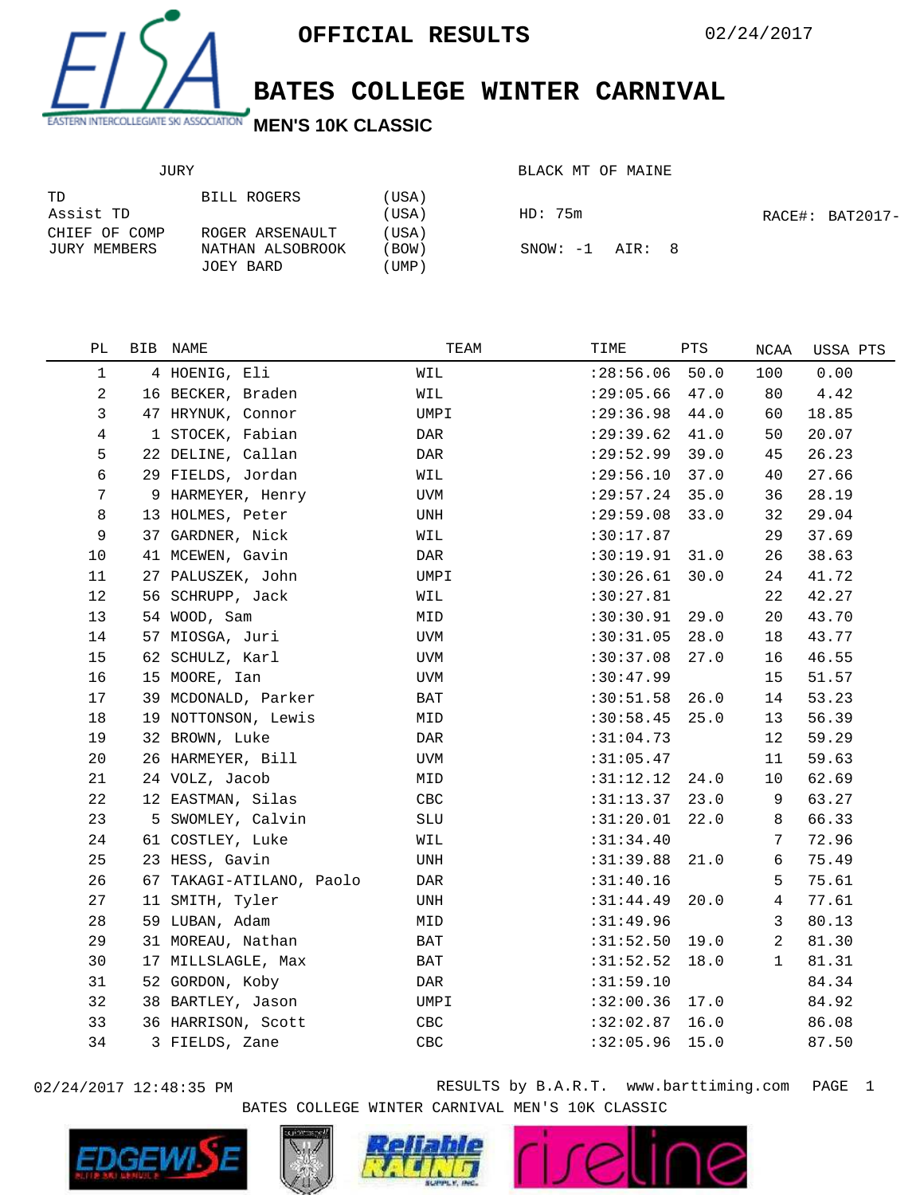# OFFICIAL RESULTS

02/24/2017

# BATES COLLEGE WINTER CARNIVAL

## MEN'S 10K CLASSIC

EASTERN INTERCOLLEGIATE SKI ASSOCIATION

| JURY | | |
|---|---|---|
| TD | BILL ROGERS | (USA) |
| Assist TD | | (USA) |
| CHIEF OF COMP | ROGER ARSENAULT | (USA) |
| JURY MEMBERS | NATHAN ALSOBROOK | (BOW) |
| | JOEY BARD | (UMP) |

BLACK MT OF MAINE

HD: 75m

RACE#: BAT2017-

SNOW: -1 AIR: 8

| PL | BIB | NAME | TEAM | TIME | PTS | NCAA | USSA PTS |
|---|---|---|---|---|---|---|---|
| 1 | 4 | HOENIG, Eli | WIL | :28:56.06 | 50.0 | 100 | 0.00 |
| 2 | 16 | BECKER, Braden | WIL | :29:05.66 | 47.0 | 80 | 4.42 |
| 3 | 47 | HRYNUK, Connor | UMPI | :29:36.98 | 44.0 | 60 | 18.85 |
| 4 | 1 | STOCEK, Fabian | DAR | :29:39.62 | 41.0 | 50 | 20.07 |
| 5 | 22 | DELINE, Callan | DAR | :29:52.99 | 39.0 | 45 | 26.23 |
| 6 | 29 | FIELDS, Jordan | WIL | :29:56.10 | 37.0 | 40 | 27.66 |
| 7 | 9 | HARMEYER, Henry | UVM | :29:57.24 | 35.0 | 36 | 28.19 |
| 8 | 13 | HOLMES, Peter | UNH | :29:59.08 | 33.0 | 32 | 29.04 |
| 9 | 37 | GARDNER, Nick | WIL | :30:17.87 | | 29 | 37.69 |
| 10 | 41 | MCEWEN, Gavin | DAR | :30:19.91 | 31.0 | 26 | 38.63 |
| 11 | 27 | PALUSZEK, John | UMPI | :30:26.61 | 30.0 | 24 | 41.72 |
| 12 | 56 | SCHRUPP, Jack | WIL | :30:27.81 | | 22 | 42.27 |
| 13 | 54 | WOOD, Sam | MID | :30:30.91 | 29.0 | 20 | 43.70 |
| 14 | 57 | MIOSGA, Juri | UVM | :30:31.05 | 28.0 | 18 | 43.77 |
| 15 | 62 | SCHULZ, Karl | UVM | :30:37.08 | 27.0 | 16 | 46.55 |
| 16 | 15 | MOORE, Ian | UVM | :30:47.99 | | 15 | 51.57 |
| 17 | 39 | MCDONALD, Parker | BAT | :30:51.58 | 26.0 | 14 | 53.23 |
| 18 | 19 | NOTTONSON, Lewis | MID | :30:58.45 | 25.0 | 13 | 56.39 |
| 19 | 32 | BROWN, Luke | DAR | :31:04.73 | | 12 | 59.29 |
| 20 | 26 | HARMEYER, Bill | UVM | :31:05.47 | | 11 | 59.63 |
| 21 | 24 | VOLZ, Jacob | MID | :31:12.12 | 24.0 | 10 | 62.69 |
| 22 | 12 | EASTMAN, Silas | CBC | :31:13.37 | 23.0 | 9 | 63.27 |
| 23 | 5 | SWOMLEY, Calvin | SLU | :31:20.01 | 22.0 | 8 | 66.33 |
| 24 | 61 | COSTLEY, Luke | WIL | :31:34.40 | | 7 | 72.96 |
| 25 | 23 | HESS, Gavin | UNH | :31:39.88 | 21.0 | 6 | 75.49 |
| 26 | 67 | TAKAGI-ATILANO, Paolo | DAR | :31:40.16 | | 5 | 75.61 |
| 27 | 11 | SMITH, Tyler | UNH | :31:44.49 | 20.0 | 4 | 77.61 |
| 28 | 59 | LUBAN, Adam | MID | :31:49.96 | | 3 | 80.13 |
| 29 | 31 | MOREAU, Nathan | BAT | :31:52.50 | 19.0 | 2 | 81.30 |
| 30 | 17 | MILLSLAGLE, Max | BAT | :31:52.52 | 18.0 | 1 | 81.31 |
| 31 | 52 | GORDON, Koby | DAR | :31:59.10 | | | 84.34 |
| 32 | 38 | BARTLEY, Jason | UMPI | :32:00.36 | 17.0 | | 84.92 |
| 33 | 36 | HARRISON, Scott | CBC | :32:02.87 | 16.0 | | 86.08 |
| 34 | 3 | FIELDS, Zane | CBC | :32:05.96 | 15.0 | | 87.50 |

02/24/2017 12:48:35 PM RESULTS by B.A.R.T. www.barttiming.com

BATES COLLEGE WINTER CARNIVAL MEN'S 10K CLASSIC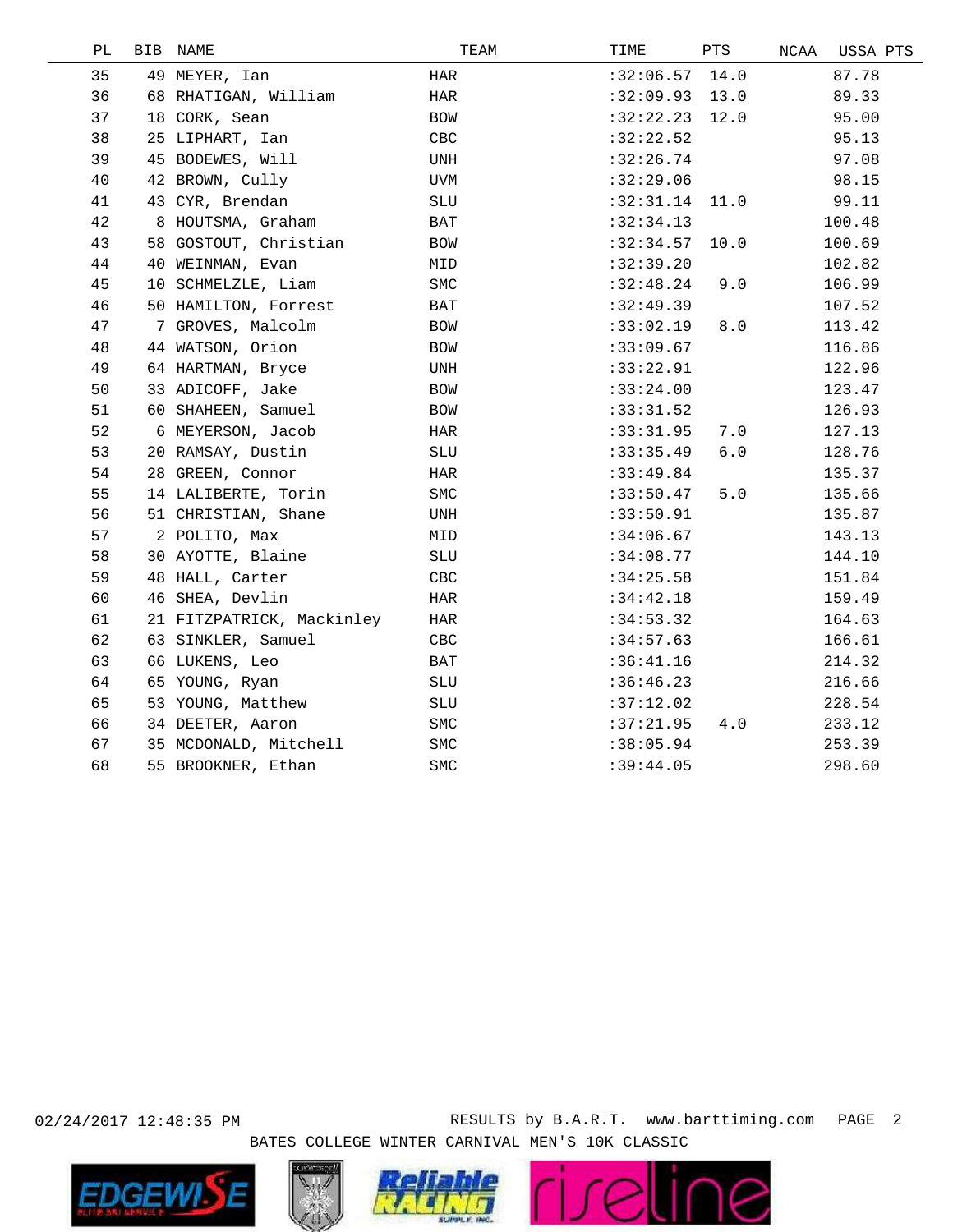| PL | BIB | NAME | TEAM | TIME | PTS | NCAA | USSA PTS |
|---|---|---|---|---|---|---|---|
| 35 | 49 | MEYER, Ian | HAR | :32:06.57 | 14.0 | | 87.78 |
| 36 | 68 | RHATIGAN, William | HAR | :32:09.93 | 13.0 | | 89.33 |
| 37 | 18 | CORK, Sean | BOW | :32:22.23 | 12.0 | | 95.00 |
| 38 | 25 | LIPHART, Ian | CBC | :32:22.52 | | | 95.13 |
| 39 | 45 | BODEWES, Will | UNH | :32:26.74 | | | 97.08 |
| 40 | 42 | BROWN, Cully | UVM | :32:29.06 | | | 98.15 |
| 41 | 43 | CYR, Brendan | SLU | :32:31.14 | 11.0 | | 99.11 |
| 42 | 8 | HOUTSMA, Graham | BAT | :32:34.13 | | | 100.48 |
| 43 | 58 | GOSTOUT, Christian | BOW | :32:34.57 | 10.0 | | 100.69 |
| 44 | 40 | WEINMAN, Evan | MID | :32:39.20 | | | 102.82 |
| 45 | 10 | SCHMELZLE, Liam | SMC | :32:48.24 | 9.0 | | 106.99 |
| 46 | 50 | HAMILTON, Forrest | BAT | :32:49.39 | | | 107.52 |
| 47 | 7 | GROVES, Malcolm | BOW | :33:02.19 | 8.0 | | 113.42 |
| 48 | 44 | WATSON, Orion | BOW | :33:09.67 | | | 116.86 |
| 49 | 64 | HARTMAN, Bryce | UNH | :33:22.91 | | | 122.96 |
| 50 | 33 | ADICOFF, Jake | BOW | :33:24.00 | | | 123.47 |
| 51 | 60 | SHAHEEN, Samuel | BOW | :33:31.52 | | | 126.93 |
| 52 | 6 | MEYERSON, Jacob | HAR | :33:31.95 | 7.0 | | 127.13 |
| 53 | 20 | RAMSAY, Dustin | SLU | :33:35.49 | 6.0 | | 128.76 |
| 54 | 28 | GREEN, Connor | HAR | :33:49.84 | | | 135.37 |
| 55 | 14 | LALIBERTE, Torin | SMC | :33:50.47 | 5.0 | | 135.66 |
| 56 | 51 | CHRISTIAN, Shane | UNH | :33:50.91 | | | 135.87 |
| 57 | 2 | POLITO, Max | MID | :34:06.67 | | | 143.13 |
| 58 | 30 | AYOTTE, Blaine | SLU | :34:08.77 | | | 144.10 |
| 59 | 48 | HALL, Carter | CBC | :34:25.58 | | | 151.84 |
| 60 | 46 | SHEA, Devlin | HAR | :34:42.18 | | | 159.49 |
| 61 | 21 | FITZPATRICK, Mackinley | HAR | :34:53.32 | | | 164.63 |
| 62 | 63 | SINKLER, Samuel | CBC | :34:57.63 | | | 166.61 |
| 63 | 66 | LUKENS, Leo | BAT | :36:41.16 | | | 214.32 |
| 64 | 65 | YOUNG, Ryan | SLU | :36:46.23 | | | 216.66 |
| 65 | 53 | YOUNG, Matthew | SLU | :37:12.02 | | | 228.54 |
| 66 | 34 | DEETER, Aaron | SMC | :37:21.95 | 4.0 | | 233.12 |
| 67 | 35 | MCDONALD, Mitchell | SMC | :38:05.94 | | | 253.39 |
| 68 | 55 | BROOKNER, Ethan | SMC | :39:44.05 | | | 298.60 |

02/24/2017 12:48:35 PM RESULTS by B.A.R.T. www.barttiming.com

BATES COLLEGE WINTER CARNIVAL MEN'S 10K CLASSIC